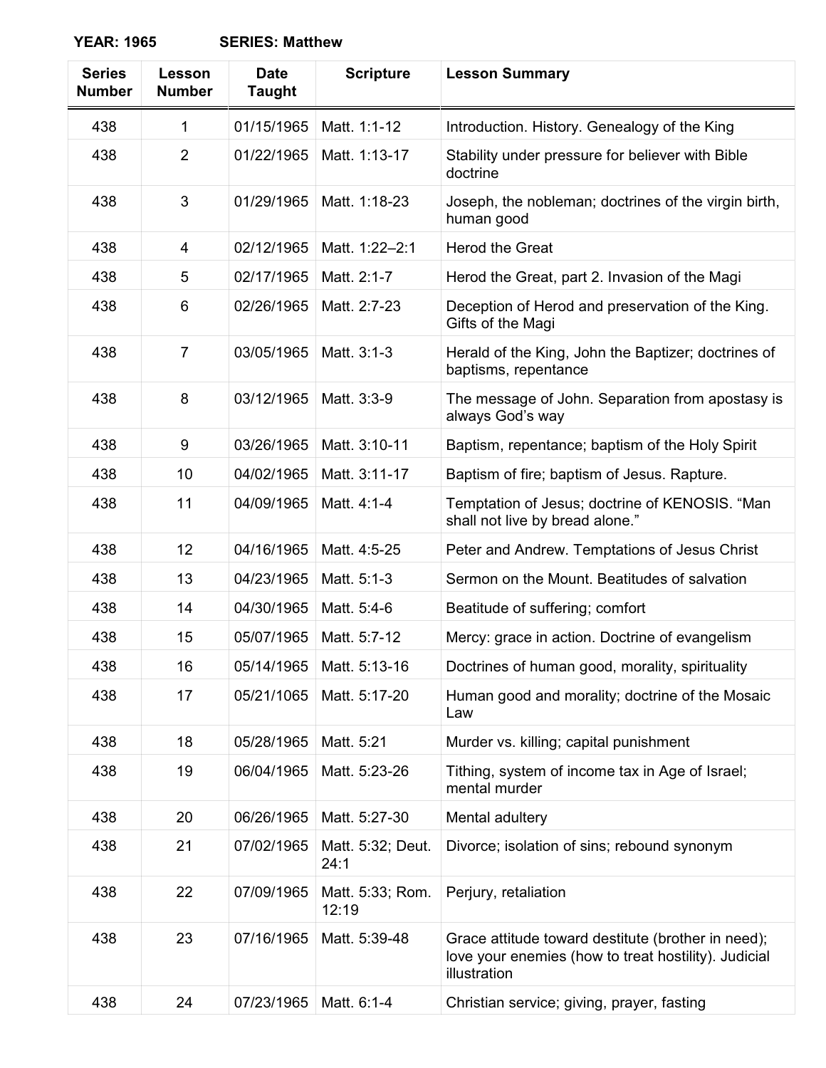**YEAR: 1965 SERIES: Matthew**

| Series Number | Lesson Number | Date Taught | Scripture | Lesson Summary |
|---|---|---|---|---|
| 438 | 1 | 01/15/1965 | Matt. 1:1-12 | Introduction. History. Genealogy of the King |
| 438 | 2 | 01/22/1965 | Matt. 1:13-17 | Stability under pressure for believer with Bible doctrine |
| 438 | 3 | 01/29/1965 | Matt. 1:18-23 | Joseph, the nobleman; doctrines of the virgin birth, human good |
| 438 | 4 | 02/12/1965 | Matt. 1:22–2:1 | Herod the Great |
| 438 | 5 | 02/17/1965 | Matt. 2:1-7 | Herod the Great, part 2. Invasion of the Magi |
| 438 | 6 | 02/26/1965 | Matt. 2:7-23 | Deception of Herod and preservation of the King. Gifts of the Magi |
| 438 | 7 | 03/05/1965 | Matt. 3:1-3 | Herald of the King, John the Baptizer; doctrines of baptisms, repentance |
| 438 | 8 | 03/12/1965 | Matt. 3:3-9 | The message of John. Separation from apostasy is always God's way |
| 438 | 9 | 03/26/1965 | Matt. 3:10-11 | Baptism, repentance; baptism of the Holy Spirit |
| 438 | 10 | 04/02/1965 | Matt. 3:11-17 | Baptism of fire; baptism of Jesus. Rapture. |
| 438 | 11 | 04/09/1965 | Matt. 4:1-4 | Temptation of Jesus; doctrine of KENOSIS. "Man shall not live by bread alone." |
| 438 | 12 | 04/16/1965 | Matt. 4:5-25 | Peter and Andrew. Temptations of Jesus Christ |
| 438 | 13 | 04/23/1965 | Matt. 5:1-3 | Sermon on the Mount. Beatitudes of salvation |
| 438 | 14 | 04/30/1965 | Matt. 5:4-6 | Beatitude of suffering; comfort |
| 438 | 15 | 05/07/1965 | Matt. 5:7-12 | Mercy: grace in action. Doctrine of evangelism |
| 438 | 16 | 05/14/1965 | Matt. 5:13-16 | Doctrines of human good, morality, spirituality |
| 438 | 17 | 05/21/1065 | Matt. 5:17-20 | Human good and morality; doctrine of the Mosaic Law |
| 438 | 18 | 05/28/1965 | Matt. 5:21 | Murder vs. killing; capital punishment |
| 438 | 19 | 06/04/1965 | Matt. 5:23-26 | Tithing, system of income tax in Age of Israel; mental murder |
| 438 | 20 | 06/26/1965 | Matt. 5:27-30 | Mental adultery |
| 438 | 21 | 07/02/1965 | Matt. 5:32; Deut. 24:1 | Divorce; isolation of sins; rebound synonym |
| 438 | 22 | 07/09/1965 | Matt. 5:33; Rom. 12:19 | Perjury, retaliation |
| 438 | 23 | 07/16/1965 | Matt. 5:39-48 | Grace attitude toward destitute (brother in need); love your enemies (how to treat hostility). Judicial illustration |
| 438 | 24 | 07/23/1965 | Matt. 6:1-4 | Christian service; giving, prayer, fasting |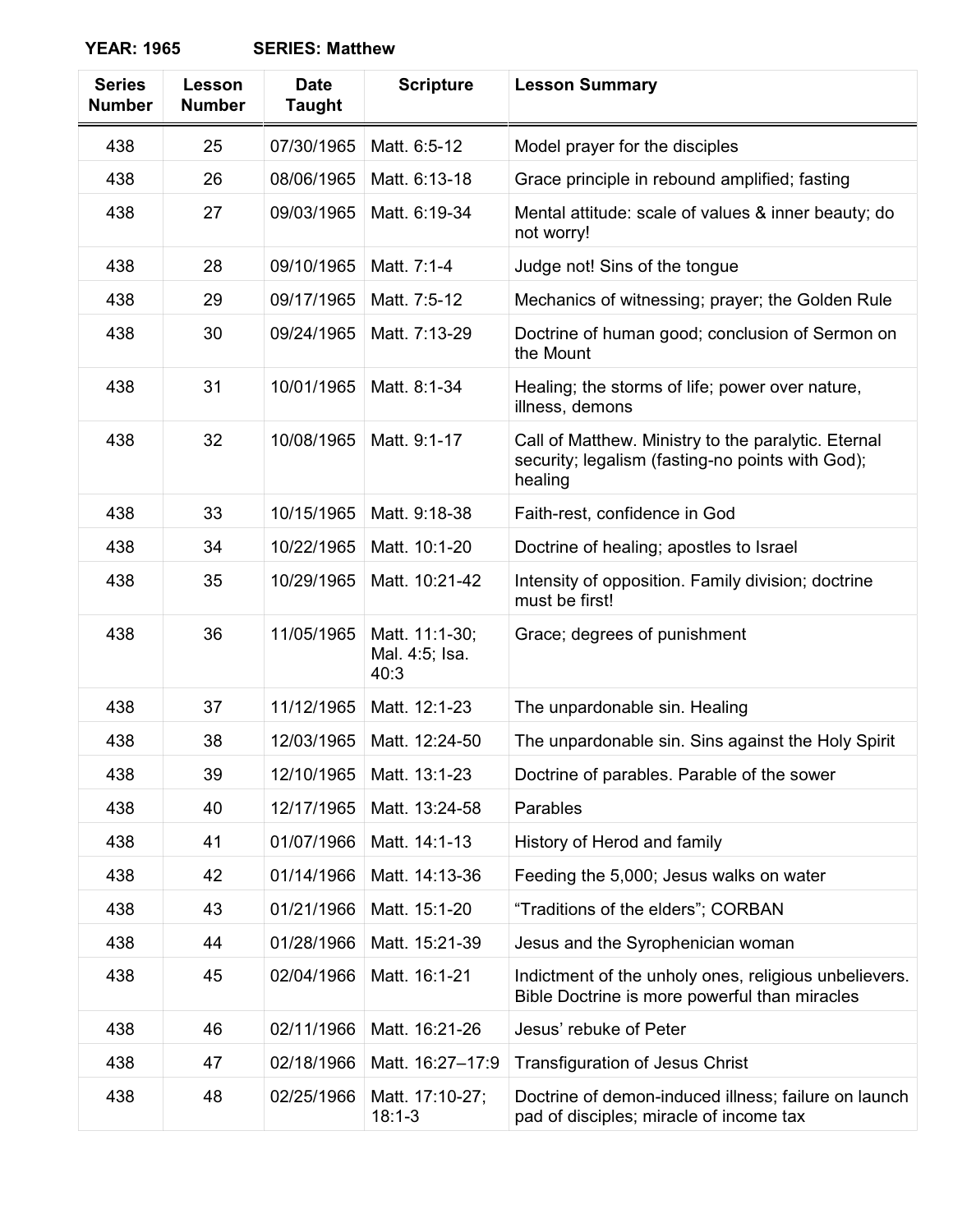**YEAR: 1965 SERIES: Matthew**

| Series Number | Lesson Number | Date Taught | Scripture | Lesson Summary |
|---|---|---|---|---|
| 438 | 25 | 07/30/1965 | Matt. 6:5-12 | Model prayer for the disciples |
| 438 | 26 | 08/06/1965 | Matt. 6:13-18 | Grace principle in rebound amplified; fasting |
| 438 | 27 | 09/03/1965 | Matt. 6:19-34 | Mental attitude: scale of values & inner beauty; do not worry! |
| 438 | 28 | 09/10/1965 | Matt. 7:1-4 | Judge not! Sins of the tongue |
| 438 | 29 | 09/17/1965 | Matt. 7:5-12 | Mechanics of witnessing; prayer; the Golden Rule |
| 438 | 30 | 09/24/1965 | Matt. 7:13-29 | Doctrine of human good; conclusion of Sermon on the Mount |
| 438 | 31 | 10/01/1965 | Matt. 8:1-34 | Healing; the storms of life; power over nature, illness, demons |
| 438 | 32 | 10/08/1965 | Matt. 9:1-17 | Call of Matthew. Ministry to the paralytic. Eternal security; legalism (fasting-no points with God); healing |
| 438 | 33 | 10/15/1965 | Matt. 9:18-38 | Faith-rest, confidence in God |
| 438 | 34 | 10/22/1965 | Matt. 10:1-20 | Doctrine of healing; apostles to Israel |
| 438 | 35 | 10/29/1965 | Matt. 10:21-42 | Intensity of opposition. Family division; doctrine must be first! |
| 438 | 36 | 11/05/1965 | Matt. 11:1-30; Mal. 4:5; Isa. 40:3 | Grace; degrees of punishment |
| 438 | 37 | 11/12/1965 | Matt. 12:1-23 | The unpardonable sin. Healing |
| 438 | 38 | 12/03/1965 | Matt. 12:24-50 | The unpardonable sin. Sins against the Holy Spirit |
| 438 | 39 | 12/10/1965 | Matt. 13:1-23 | Doctrine of parables. Parable of the sower |
| 438 | 40 | 12/17/1965 | Matt. 13:24-58 | Parables |
| 438 | 41 | 01/07/1966 | Matt. 14:1-13 | History of Herod and family |
| 438 | 42 | 01/14/1966 | Matt. 14:13-36 | Feeding the 5,000; Jesus walks on water |
| 438 | 43 | 01/21/1966 | Matt. 15:1-20 | "Traditions of the elders"; CORBAN |
| 438 | 44 | 01/28/1966 | Matt. 15:21-39 | Jesus and the Syrophenician woman |
| 438 | 45 | 02/04/1966 | Matt. 16:1-21 | Indictment of the unholy ones, religious unbelievers. Bible Doctrine is more powerful than miracles |
| 438 | 46 | 02/11/1966 | Matt. 16:21-26 | Jesus' rebuke of Peter |
| 438 | 47 | 02/18/1966 | Matt. 16:27–17:9 | Transfiguration of Jesus Christ |
| 438 | 48 | 02/25/1966 | Matt. 17:10-27; 18:1-3 | Doctrine of demon-induced illness; failure on launch pad of disciples; miracle of income tax |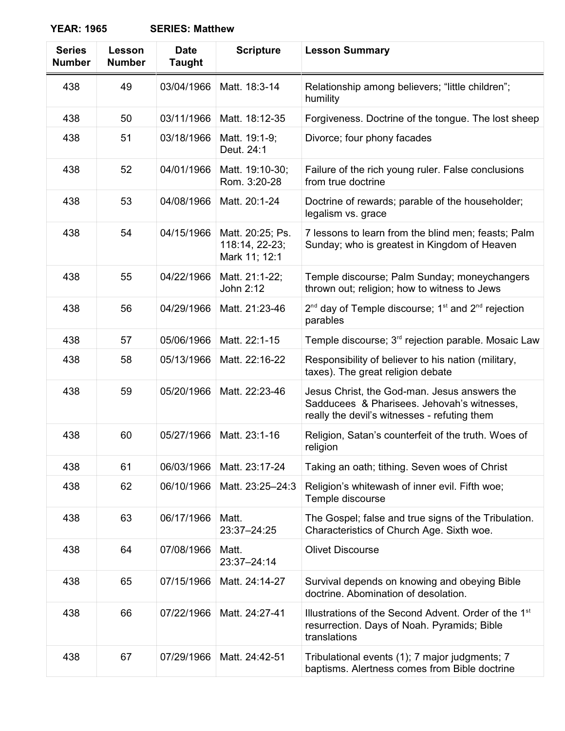**YEAR: 1965 SERIES: Matthew**

| Series Number | Lesson Number | Date Taught | Scripture | Lesson Summary |
|---|---|---|---|---|
| 438 | 49 | 03/04/1966 | Matt. 18:3-14 | Relationship among believers; “little children”; humility |
| 438 | 50 | 03/11/1966 | Matt. 18:12-35 | Forgiveness. Doctrine of the tongue. The lost sheep |
| 438 | 51 | 03/18/1966 | Matt. 19:1-9; Deut. 24:1 | Divorce; four phony facades |
| 438 | 52 | 04/01/1966 | Matt. 19:10-30; Rom. 3:20-28 | Failure of the rich young ruler. False conclusions from true doctrine |
| 438 | 53 | 04/08/1966 | Matt. 20:1-24 | Doctrine of rewards; parable of the householder; legalism vs. grace |
| 438 | 54 | 04/15/1966 | Matt. 20:25; Ps. 118:14, 22-23; Mark 11; 12:1 | 7 lessons to learn from the blind men; feasts; Palm Sunday; who is greatest in Kingdom of Heaven |
| 438 | 55 | 04/22/1966 | Matt. 21:1-22; John 2:12 | Temple discourse; Palm Sunday; moneychangers thrown out; religion; how to witness to Jews |
| 438 | 56 | 04/29/1966 | Matt. 21:23-46 | 2nd day of Temple discourse; 1st and 2nd rejection parables |
| 438 | 57 | 05/06/1966 | Matt. 22:1-15 | Temple discourse; 3rd rejection parable. Mosaic Law |
| 438 | 58 | 05/13/1966 | Matt. 22:16-22 | Responsibility of believer to his nation (military, taxes). The great religion debate |
| 438 | 59 | 05/20/1966 | Matt. 22:23-46 | Jesus Christ, the God-man. Jesus answers the Sadducees & Pharisees. Jehovah’s witnesses, really the devil’s witnesses - refuting them |
| 438 | 60 | 05/27/1966 | Matt. 23:1-16 | Religion, Satan’s counterfeit of the truth. Woes of religion |
| 438 | 61 | 06/03/1966 | Matt. 23:17-24 | Taking an oath; tithing. Seven woes of Christ |
| 438 | 62 | 06/10/1966 | Matt. 23:25–24:3 | Religion’s whitewash of inner evil. Fifth woe; Temple discourse |
| 438 | 63 | 06/17/1966 | Matt. 23:37–24:25 | The Gospel; false and true signs of the Tribulation. Characteristics of Church Age. Sixth woe. |
| 438 | 64 | 07/08/1966 | Matt. 23:37–24:14 | Olivet Discourse |
| 438 | 65 | 07/15/1966 | Matt. 24:14-27 | Survival depends on knowing and obeying Bible doctrine. Abomination of desolation. |
| 438 | 66 | 07/22/1966 | Matt. 24:27-41 | Illustrations of the Second Advent. Order of the 1st resurrection. Days of Noah. Pyramids; Bible translations |
| 438 | 67 | 07/29/1966 | Matt. 24:42-51 | Tribulational events (1); 7 major judgments; 7 baptisms. Alertness comes from Bible doctrine |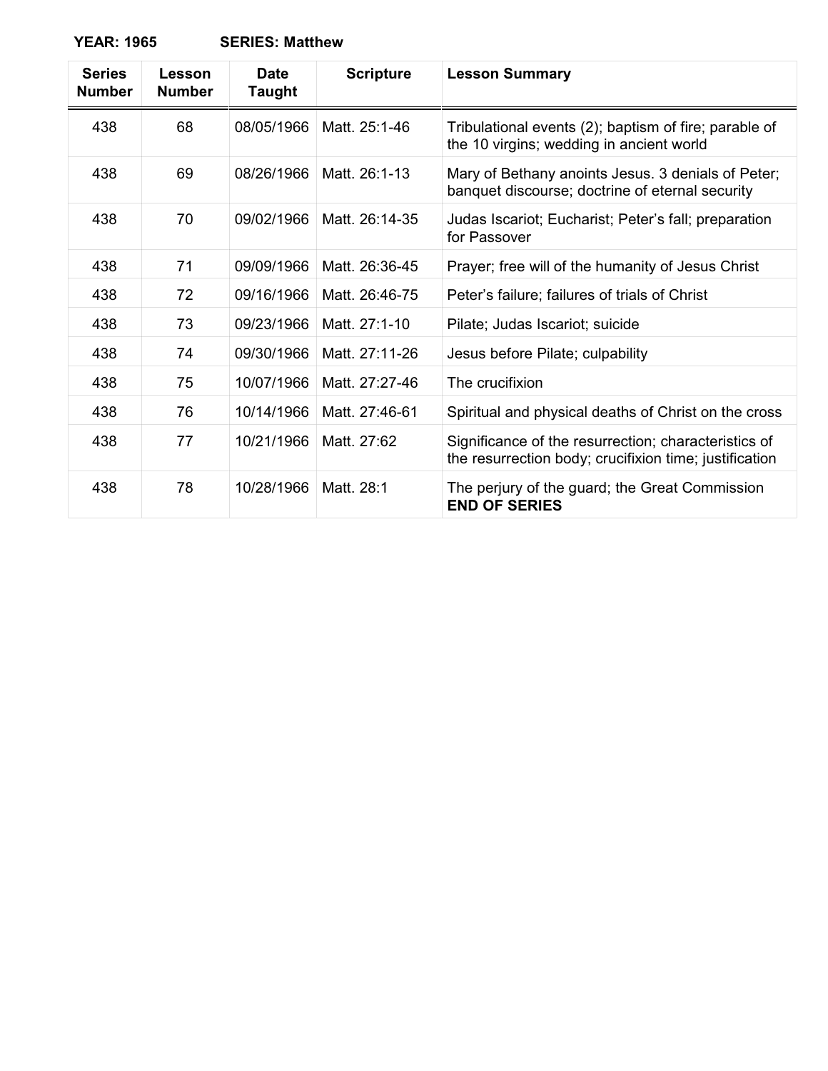**YEAR: 1965** **SERIES: Matthew**

| Series Number | Lesson Number | Date Taught | Scripture | Lesson Summary |
|---|---|---|---|---|
| 438 | 68 | 08/05/1966 | Matt. 25:1-46 | Tribulational events (2); baptism of fire; parable of the 10 virgins; wedding in ancient world |
| 438 | 69 | 08/26/1966 | Matt. 26:1-13 | Mary of Bethany anoints Jesus. 3 denials of Peter; banquet discourse; doctrine of eternal security |
| 438 | 70 | 09/02/1966 | Matt. 26:14-35 | Judas Iscariot; Eucharist; Peter's fall; preparation for Passover |
| 438 | 71 | 09/09/1966 | Matt. 26:36-45 | Prayer; free will of the humanity of Jesus Christ |
| 438 | 72 | 09/16/1966 | Matt. 26:46-75 | Peter's failure; failures of trials of Christ |
| 438 | 73 | 09/23/1966 | Matt. 27:1-10 | Pilate; Judas Iscariot; suicide |
| 438 | 74 | 09/30/1966 | Matt. 27:11-26 | Jesus before Pilate; culpability |
| 438 | 75 | 10/07/1966 | Matt. 27:27-46 | The crucifixion |
| 438 | 76 | 10/14/1966 | Matt. 27:46-61 | Spiritual and physical deaths of Christ on the cross |
| 438 | 77 | 10/21/1966 | Matt. 27:62 | Significance of the resurrection; characteristics of the resurrection body; crucifixion time; justification |
| 438 | 78 | 10/28/1966 | Matt. 28:1 | The perjury of the guard; the Great Commission **END OF SERIES** |